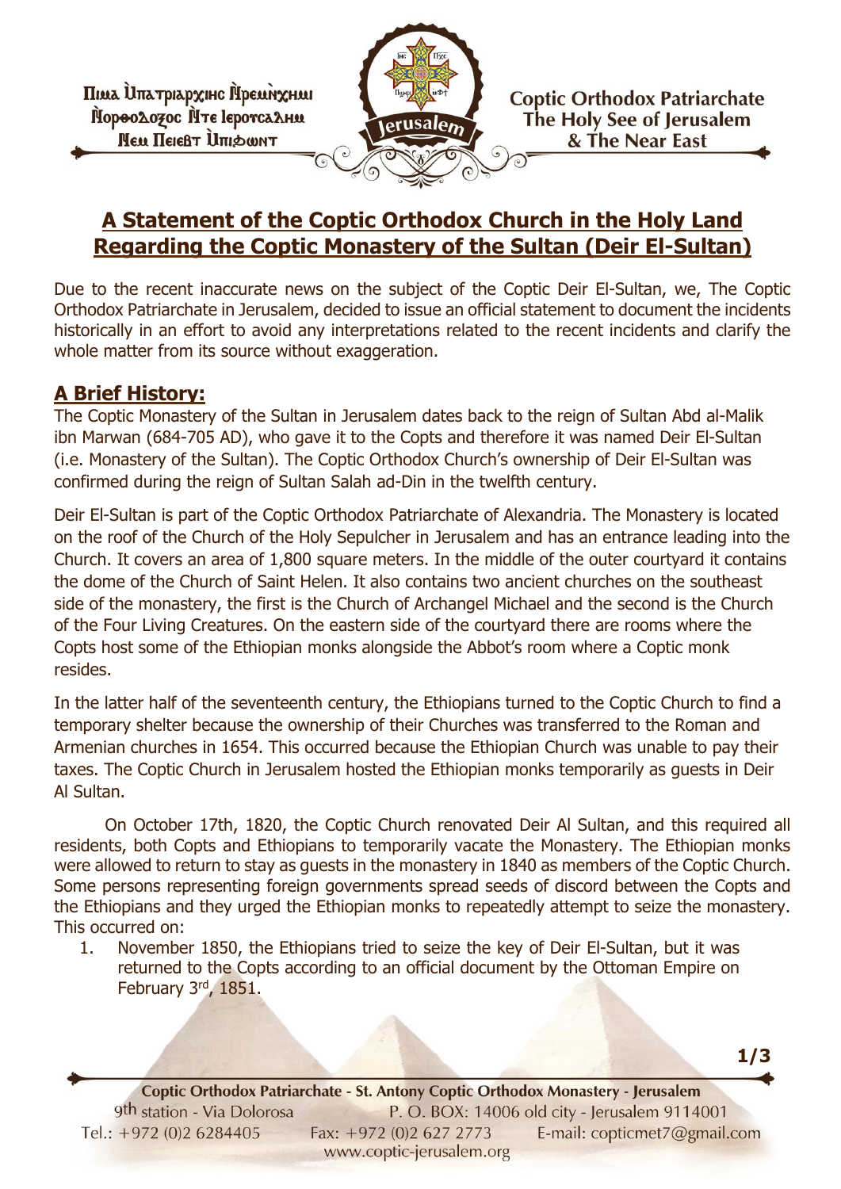Ⲡⲙⲁ Ⲙ̀ⲡⲁⲧⲣⲓⲁⲣⲭⲓⲥ Ⲛ̀ⲣⲉⲙⲛ̀ⲭⲏⲙⲓ Ⲛ̀ⲟⲣⲑⲟⲇⲟⲝⲟⲥ Ⲛ̀ⲧⲉ Ⲓⲉⲣⲟⲩⲥⲁⲗⲏⲙ Ⲛⲉⲙ Ⲡⲉⲓⲉⲃⲧ Ⲙ̀ⲡⲓϩⲱⲛⲧ

**Coptic Orthodox Patriarchate**
**The Holy See of Jerusalem**
**& The Near East**

# A Statement of the Coptic Orthodox Church in the Holy Land Regarding the Coptic Monastery of the Sultan (Deir El-Sultan)

Due to the recent inaccurate news on the subject of the Coptic Deir El-Sultan, we, The Coptic Orthodox Patriarchate in Jerusalem, decided to issue an official statement to document the incidents historically in an effort to avoid any interpretations related to the recent incidents and clarify the whole matter from its source without exaggeration.

## A Brief History:

The Coptic Monastery of the Sultan in Jerusalem dates back to the reign of Sultan Abd al-Malik ibn Marwan (684-705 AD), who gave it to the Copts and therefore it was named Deir El-Sultan (i.e. Monastery of the Sultan). The Coptic Orthodox Church's ownership of Deir El-Sultan was confirmed during the reign of Sultan Salah ad-Din in the twelfth century.

Deir El-Sultan is part of the Coptic Orthodox Patriarchate of Alexandria. The Monastery is located on the roof of the Church of the Holy Sepulcher in Jerusalem and has an entrance leading into the Church. It covers an area of 1,800 square meters. In the middle of the outer courtyard it contains the dome of the Church of Saint Helen. It also contains two ancient churches on the southeast side of the monastery, the first is the Church of Archangel Michael and the second is the Church of the Four Living Creatures. On the eastern side of the courtyard there are rooms where the Copts host some of the Ethiopian monks alongside the Abbot's room where a Coptic monk resides.

In the latter half of the seventeenth century, the Ethiopians turned to the Coptic Church to find a temporary shelter because the ownership of their Churches was transferred to the Roman and Armenian churches in 1654. This occurred because the Ethiopian Church was unable to pay their taxes. The Coptic Church in Jerusalem hosted the Ethiopian monks temporarily as guests in Deir Al Sultan.

On October 17th, 1820, the Coptic Church renovated Deir Al Sultan, and this required all residents, both Copts and Ethiopians to temporarily vacate the Monastery. The Ethiopian monks were allowed to return to stay as guests in the monastery in 1840 as members of the Coptic Church. Some persons representing foreign governments spread seeds of discord between the Copts and the Ethiopians and they urged the Ethiopian monks to repeatedly attempt to seize the monastery. This occurred on:

1. November 1850, the Ethiopians tried to seize the key of Deir El-Sultan, but it was returned to the Copts according to an official document by the Ottoman Empire on February 3rd, 1851.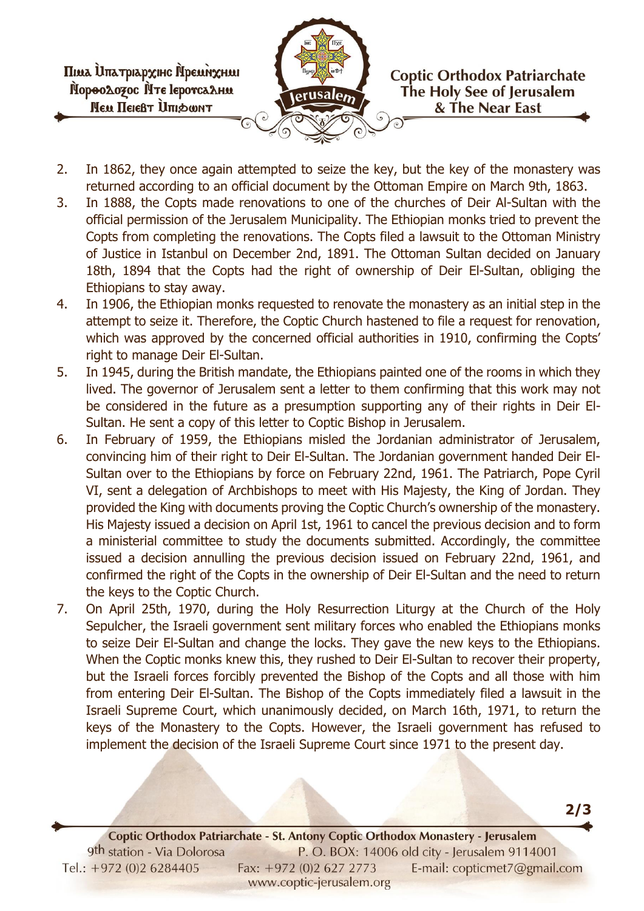2. In 1862, they once again attempted to seize the key, but the key of the monastery was returned according to an official document by the Ottoman Empire on March 9th, 1863.
3. In 1888, the Copts made renovations to one of the churches of Deir Al-Sultan with the official permission of the Jerusalem Municipality. The Ethiopian monks tried to prevent the Copts from completing the renovations. The Copts filed a lawsuit to the Ottoman Ministry of Justice in Istanbul on December 2nd, 1891. The Ottoman Sultan decided on January 18th, 1894 that the Copts had the right of ownership of Deir El-Sultan, obliging the Ethiopians to stay away.
4. In 1906, the Ethiopian monks requested to renovate the monastery as an initial step in the attempt to seize it. Therefore, the Coptic Church hastened to file a request for renovation, which was approved by the concerned official authorities in 1910, confirming the Copts' right to manage Deir El-Sultan.
5. In 1945, during the British mandate, the Ethiopians painted one of the rooms in which they lived. The governor of Jerusalem sent a letter to them confirming that this work may not be considered in the future as a presumption supporting any of their rights in Deir El-Sultan. He sent a copy of this letter to Coptic Bishop in Jerusalem.
6. In February of 1959, the Ethiopians misled the Jordanian administrator of Jerusalem, convincing him of their right to Deir El-Sultan. The Jordanian government handed Deir El-Sultan over to the Ethiopians by force on February 22nd, 1961. The Patriarch, Pope Cyril VI, sent a delegation of Archbishops to meet with His Majesty, the King of Jordan. They provided the King with documents proving the Coptic Church's ownership of the monastery. His Majesty issued a decision on April 1st, 1961 to cancel the previous decision and to form a ministerial committee to study the documents submitted. Accordingly, the committee issued a decision annulling the previous decision issued on February 22nd, 1961, and confirmed the right of the Copts in the ownership of Deir El-Sultan and the need to return the keys to the Coptic Church.
7. On April 25th, 1970, during the Holy Resurrection Liturgy at the Church of the Holy Sepulcher, the Israeli government sent military forces who enabled the Ethiopians monks to seize Deir El-Sultan and change the locks. They gave the new keys to the Ethiopians. When the Coptic monks knew this, they rushed to Deir El-Sultan to recover their property, but the Israeli forces forcibly prevented the Bishop of the Copts and all those with him from entering Deir El-Sultan. The Bishop of the Copts immediately filed a lawsuit in the Israeli Supreme Court, which unanimously decided, on March 16th, 1971, to return the keys of the Monastery to the Copts. However, the Israeli government has refused to implement the decision of the Israeli Supreme Court since 1971 to the present day.